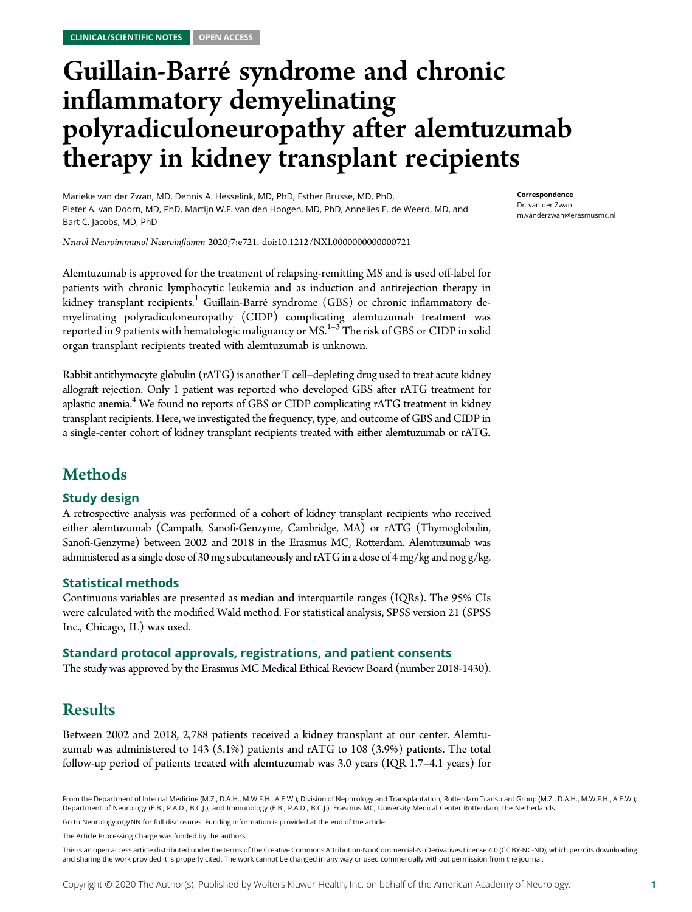CLINICAL/SCIENTIFIC NOTES OPEN ACCESS

# Guillain-Barré syndrome and chronic inflammatory demyelinating polyradiculoneuropathy after alemtuzumab therapy in kidney transplant recipients

Marieke van der Zwan, MD, Dennis A. Hesselink, MD, PhD, Esther Brusse, MD, PhD, Pieter A. van Doorn, MD, PhD, Martijn W.F. van den Hoogen, MD, PhD, Annelies E. de Weerd, MD, and Bart C. Jacobs, MD, PhD

*Neurol Neuroimmunol Neuroinflamm* 2020;7:e721. doi:10.1212/NXI.0000000000000721

**Correspondence**
Dr. van der Zwan
m.vanderzwan@erasmusmc.nl

Alemtuzumab is approved for the treatment of relapsing-remitting MS and is used off-label for patients with chronic lymphocytic leukemia and as induction and antirejection therapy in kidney transplant recipients.[1] Guillain-Barré syndrome (GBS) or chronic inflammatory demyelinating polyradiculoneuropathy (CIDP) complicating alemtuzumab treatment was reported in 9 patients with hematologic malignancy or MS.[1–3] The risk of GBS or CIDP in solid organ transplant recipients treated with alemtuzumab is unknown.

Rabbit antithymocyte globulin (rATG) is another T cell–depleting drug used to treat acute kidney allograft rejection. Only 1 patient was reported who developed GBS after rATG treatment for aplastic anemia.[4] We found no reports of GBS or CIDP complicating rATG treatment in kidney transplant recipients. Here, we investigated the frequency, type, and outcome of GBS and CIDP in a single-center cohort of kidney transplant recipients treated with either alemtuzumab or rATG.

## Methods

### Study design

A retrospective analysis was performed of a cohort of kidney transplant recipients who received either alemtuzumab (Campath, Sanofi-Genzyme, Cambridge, MA) or rATG (Thymoglobulin, Sanofi-Genzyme) between 2002 and 2018 in the Erasmus MC, Rotterdam. Alemtuzumab was administered as a single dose of 30 mg subcutaneously and rATG in a dose of 4 mg/kg and nog g/kg.

### Statistical methods

Continuous variables are presented as median and interquartile ranges (IQRs). The 95% CIs were calculated with the modified Wald method. For statistical analysis, SPSS version 21 (SPSS Inc., Chicago, IL) was used.

### Standard protocol approvals, registrations, and patient consents

The study was approved by the Erasmus MC Medical Ethical Review Board (number 2018-1430).

## Results

Between 2002 and 2018, 2,788 patients received a kidney transplant at our center. Alemtuzumab was administered to 143 (5.1%) patients and rATG to 108 (3.9%) patients. The total follow-up period of patients treated with alemtuzumab was 3.0 years (IQR 1.7–4.1 years) for

From the Department of Internal Medicine (M.Z., D.A.H., M.W.F.H., A.E.W.), Division of Nephrology and Transplantation; Rotterdam Transplant Group (M.Z., D.A.H., M.W.F.H., A.E.W.); Department of Neurology (E.B., P.A.D., B.C.J.); and Immunology (E.B., P.A.D., B.C.J.), Erasmus MC, University Medical Center Rotterdam, the Netherlands.

Go to Neurology.org/NN for full disclosures. Funding information is provided at the end of the article.

The Article Processing Charge was funded by the authors.

This is an open access article distributed under the terms of the Creative Commons Attribution-NonCommercial-NoDerivatives License 4.0 (CC BY-NC-ND), which permits downloading and sharing the work provided it is properly cited. The work cannot be changed in any way or used commercially without permission from the journal.

Copyright © 2020 The Author(s). Published by Wolters Kluwer Health, Inc. on behalf of the American Academy of Neurology.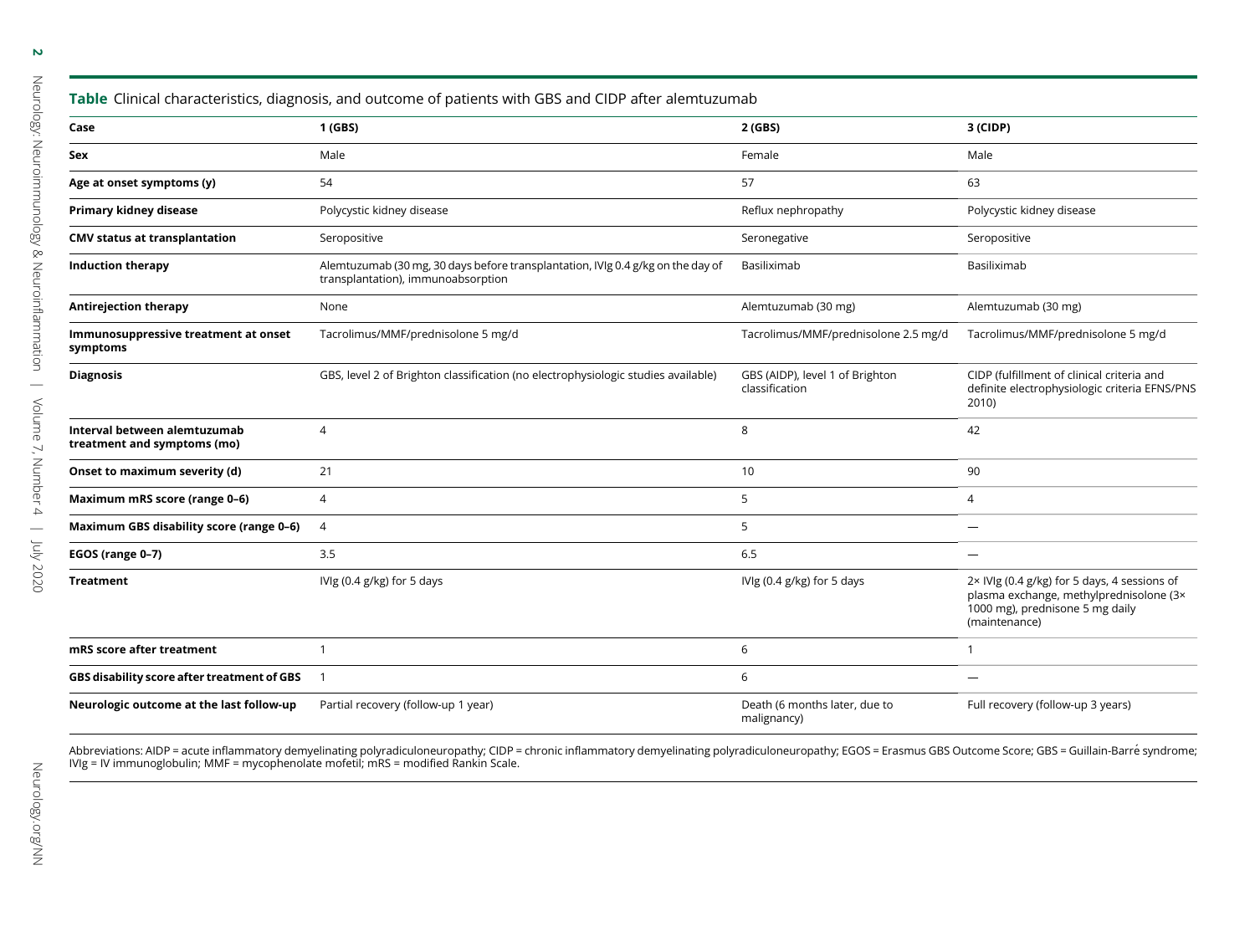**Table** Clinical characteristics, diagnosis, and outcome of patients with GBS and CIDP after alemtuzumab

| Case | 1 (GBS) | 2 (GBS) | 3 (CIDP) |
|---|---|---|---|
| **Sex** | Male | Female | Male |
| **Age at onset symptoms (y)** | 54 | 57 | 63 |
| **Primary kidney disease** | Polycystic kidney disease | Reflux nephropathy | Polycystic kidney disease |
| **CMV status at transplantation** | Seropositive | Seronegative | Seropositive |
| **Induction therapy** | Alemtuzumab (30 mg, 30 days before transplantation), IVIg 0.4 g/kg on the day of transplantation), immunoabsorption | Basiliximab | Basiliximab |
| **Antirejection therapy** | None | Alemtuzumab (30 mg) | Alemtuzumab (30 mg) |
| **Immunosuppressive treatment at onset symptoms** | Tacrolimus/MMF/prednisolone 5 mg/d | Tacrolimus/MMF/prednisolone 2.5 mg/d | Tacrolimus/MMF/prednisolone 5 mg/d |
| **Diagnosis** | GBS, level 2 of Brighton classification (no electrophysiologic studies available) | GBS (AIDP), level 1 of Brighton classification | CIDP (fulfillment of clinical criteria and definite electrophysiologic criteria EFNS/PNS 2010) |
| **Interval between alemtuzumab treatment and symptoms (mo)** | 4 | 8 | 42 |
| **Onset to maximum severity (d)** | 21 | 10 | 90 |
| **Maximum mRS score (range 0–6)** | 4 | 5 | 4 |
| **Maximum GBS disability score (range 0–6)** | 4 | 5 | — |
| **EGOS (range 0–7)** | 3.5 | 6.5 | — |
| **Treatment** | IVIg (0.4 g/kg) for 5 days | IVIg (0.4 g/kg) for 5 days | 2× IVIg (0.4 g/kg) for 5 days, 4 sessions of plasma exchange, methylprednisolone (3× 1000 mg), prednisone 5 mg daily (maintenance) |
| **mRS score after treatment** | 1 | 6 | 1 |
| **GBS disability score after treatment of GBS** | 1 | 6 | — |
| **Neurologic outcome at the last follow-up** | Partial recovery (follow-up 1 year) | Death (6 months later, due to malignancy) | Full recovery (follow-up 3 years) |

Abbreviations: AIDP = acute inflammatory demyelinating polyradiculoneuropathy; CIDP = chronic inflammatory demyelinating polyradiculoneuropathy; EGOS = Erasmus GBS Outcome Score; GBS = Guillain-Barré syndrome; IVIg = IV immunoglobulin; MMF = mycophenolate mofetil; mRS = modified Rankin Scale.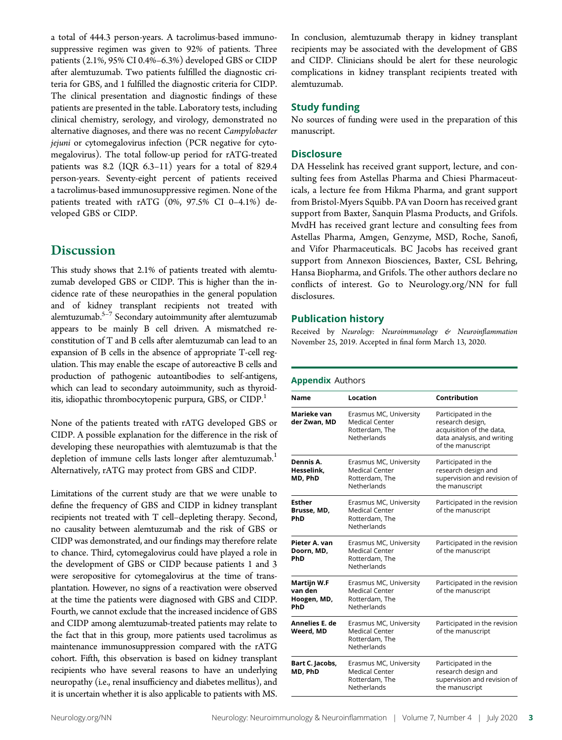a total of 444.3 person-years. A tacrolimus-based immunosuppressive regimen was given to 92% of patients. Three patients (2.1%, 95% CI 0.4%–6.3%) developed GBS or CIDP after alemtuzumab. Two patients fulfilled the diagnostic criteria for GBS, and 1 fulfilled the diagnostic criteria for CIDP. The clinical presentation and diagnostic findings of these patients are presented in the table. Laboratory tests, including clinical chemistry, serology, and virology, demonstrated no alternative diagnoses, and there was no recent *Campylobacter jejuni* or cytomegalovirus infection (PCR negative for cytomegalovirus). The total follow-up period for rATG-treated patients was 8.2 (IQR 6.3–11) years for a total of 829.4 person-years. Seventy-eight percent of patients received a tacrolimus-based immunosuppressive regimen. None of the patients treated with rATG (0%, 97.5% CI 0–4.1%) developed GBS or CIDP.

# Discussion

This study shows that 2.1% of patients treated with alemtuzumab developed GBS or CIDP. This is higher than the incidence rate of these neuropathies in the general population and of kidney transplant recipients not treated with alemtuzumab.[5–7] Secondary autoimmunity after alemtuzumab appears to be mainly B cell driven. A mismatched reconstitution of T and B cells after alemtuzumab can lead to an expansion of B cells in the absence of appropriate T-cell regulation. This may enable the escape of autoreactive B cells and production of pathogenic autoantibodies to self-antigens, which can lead to secondary autoimmunity, such as thyroiditis, idiopathic thrombocytopenic purpura, GBS, or CIDP.[1]

None of the patients treated with rATG developed GBS or CIDP. A possible explanation for the difference in the risk of developing these neuropathies with alemtuzumab is that the depletion of immune cells lasts longer after alemtuzumab.[1] Alternatively, rATG may protect from GBS and CIDP.

Limitations of the current study are that we were unable to define the frequency of GBS and CIDP in kidney transplant recipients not treated with T cell–depleting therapy. Second, no causality between alemtuzumab and the risk of GBS or CIDP was demonstrated, and our findings may therefore relate to chance. Third, cytomegalovirus could have played a role in the development of GBS or CIDP because patients 1 and 3 were seropositive for cytomegalovirus at the time of transplantation. However, no signs of a reactivation were observed at the time the patients were diagnosed with GBS and CIDP. Fourth, we cannot exclude that the increased incidence of GBS and CIDP among alemtuzumab-treated patients may relate to the fact that in this group, more patients used tacrolimus as maintenance immunosuppression compared with the rATG cohort. Fifth, this observation is based on kidney transplant recipients who have several reasons to have an underlying neuropathy (i.e., renal insufficiency and diabetes mellitus), and it is uncertain whether it is also applicable to patients with MS.

In conclusion, alemtuzumab therapy in kidney transplant recipients may be associated with the development of GBS and CIDP. Clinicians should be alert for these neurologic complications in kidney transplant recipients treated with alemtuzumab.

## Study funding

No sources of funding were used in the preparation of this manuscript.

## Disclosure

DA Hesselink has received grant support, lecture, and consulting fees from Astellas Pharma and Chiesi Pharmaceuticals, a lecture fee from Hikma Pharma, and grant support from Bristol-Myers Squibb. PA van Doorn has received grant support from Baxter, Sanquin Plasma Products, and Grifols. MvdH has received grant lecture and consulting fees from Astellas Pharma, Amgen, Genzyme, MSD, Roche, Sanofi, and Vifor Pharmaceuticals. BC Jacobs has received grant support from Annexon Biosciences, Baxter, CSL Behring, Hansa Biopharma, and Grifols. The other authors declare no conflicts of interest. Go to Neurology.org/NN for full disclosures.

## Publication history

Received by *Neurology: Neuroimmunology & Neuroinflammation* November 25, 2019. Accepted in final form March 13, 2020.

**Appendix** Authors

| Name | Location | Contribution |
|---|---|---|
| **Marieke van der Zwan, MD** | Erasmus MC, University Medical Center Rotterdam, The Netherlands | Participated in the research design, acquisition of the data, data analysis, and writing of the manuscript |
| **Dennis A. Hesselink, MD, PhD** | Erasmus MC, University Medical Center Rotterdam, The Netherlands | Participated in the research design and supervision and revision of the manuscript |
| **Esther Brusse, MD, PhD** | Erasmus MC, University Medical Center Rotterdam, The Netherlands | Participated in the revision of the manuscript |
| **Pieter A. van Doorn, MD, PhD** | Erasmus MC, University Medical Center Rotterdam, The Netherlands | Participated in the revision of the manuscript |
| **Martijn W.F van den Hoogen, MD, PhD** | Erasmus MC, University Medical Center Rotterdam, The Netherlands | Participated in the revision of the manuscript |
| **Annelies E. de Weerd, MD** | Erasmus MC, University Medical Center Rotterdam, The Netherlands | Participated in the revision of the manuscript |
| **Bart C. Jacobs, MD, PhD** | Erasmus MC, University Medical Center Rotterdam, The Netherlands | Participated in the research design and supervision and revision of the manuscript |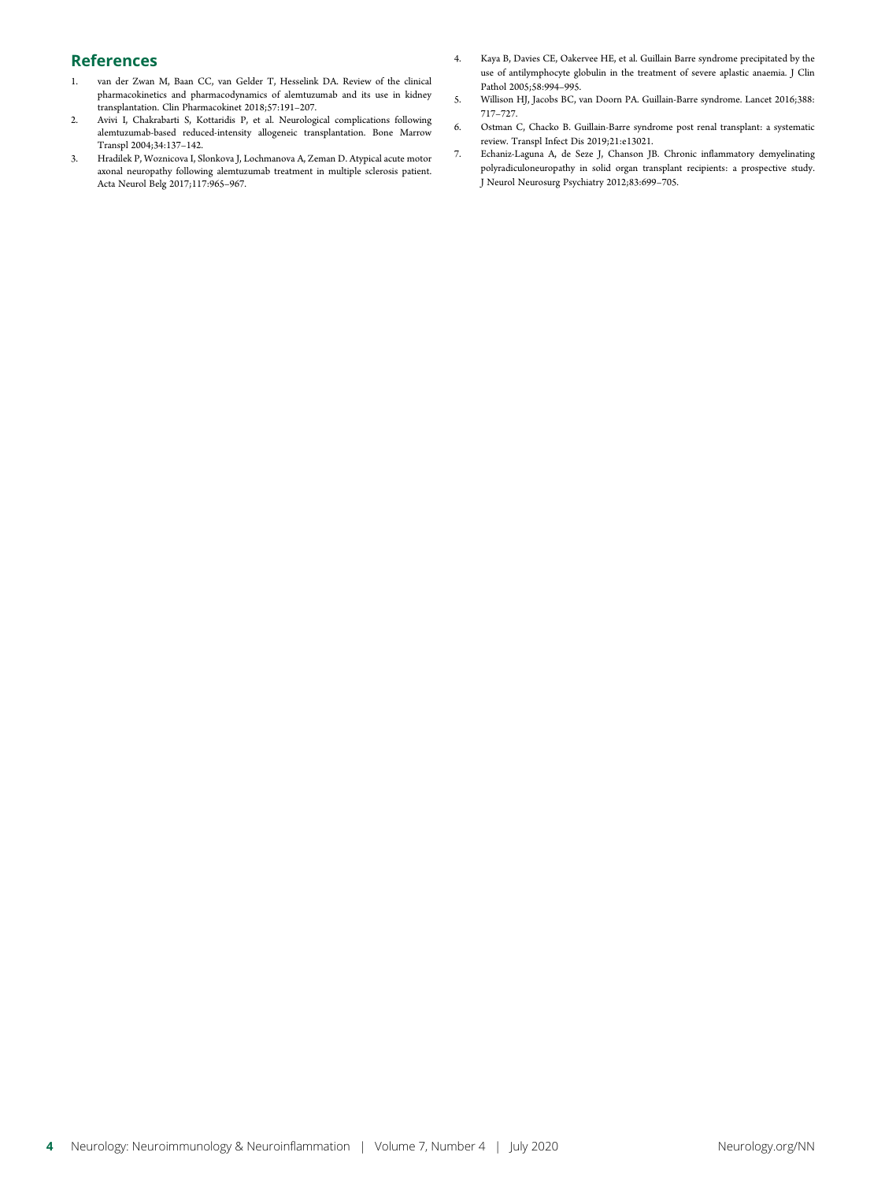## References

1. van der Zwan M, Baan CC, van Gelder T, Hesselink DA. Review of the clinical pharmacokinetics and pharmacodynamics of alemtuzumab and its use in kidney transplantation. Clin Pharmacokinet 2018;57:191–207.
2. Avivi I, Chakrabarti S, Kottaridis P, et al. Neurological complications following alemtuzumab-based reduced-intensity allogeneic transplantation. Bone Marrow Transpl 2004;34:137–142.
3. Hradilek P, Woznicova I, Slonkova J, Lochmanova A, Zeman D. Atypical acute motor axonal neuropathy following alemtuzumab treatment in multiple sclerosis patient. Acta Neurol Belg 2017;117:965–967.
4. Kaya B, Davies CE, Oakervee HE, et al. Guillain Barre syndrome precipitated by the use of antilymphocyte globulin in the treatment of severe aplastic anaemia. J Clin Pathol 2005;58:994–995.
5. Willison HJ, Jacobs BC, van Doorn PA. Guillain-Barre syndrome. Lancet 2016;388: 717–727.
6. Ostman C, Chacko B. Guillain-Barre syndrome post renal transplant: a systematic review. Transpl Infect Dis 2019;21:e13021.
7. Echaniz-Laguna A, de Seze J, Chanson JB. Chronic inflammatory demyelinating polyradiculoneuropathy in solid organ transplant recipients: a prospective study. J Neurol Neurosurg Psychiatry 2012;83:699–705.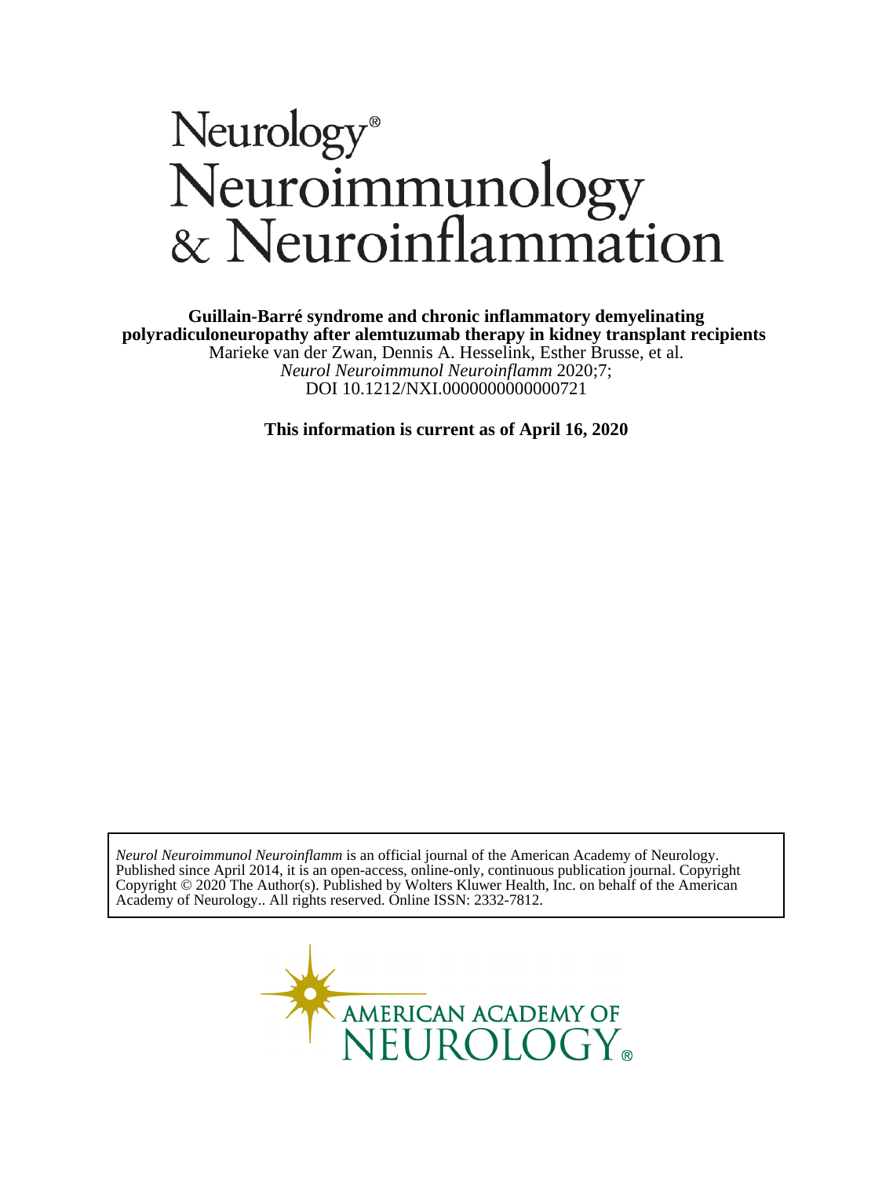# Neurology® Neuroimmunology & Neuroinflammation

**Guillain-Barré syndrome and chronic inflammatory demyelinating polyradiculoneuropathy after alemtuzumab therapy in kidney transplant recipients**

Marieke van der Zwan, Dennis A. Hesselink, Esther Brusse, et al.

*Neurol Neuroimmunol Neuroinflamm* 2020;7;

DOI 10.1212/NXI.0000000000000721

**This information is current as of April 16, 2020**

*Neurol Neuroimmunol Neuroinflamm* is an official journal of the American Academy of Neurology. Published since April 2014, it is an open-access, online-only, continuous publication journal. Copyright Copyright © 2020 The Author(s). Published by Wolters Kluwer Health, Inc. on behalf of the American Academy of Neurology.. All rights reserved. Online ISSN: 2332-7812.

AMERICAN ACADEMY OF NEUROLOGY®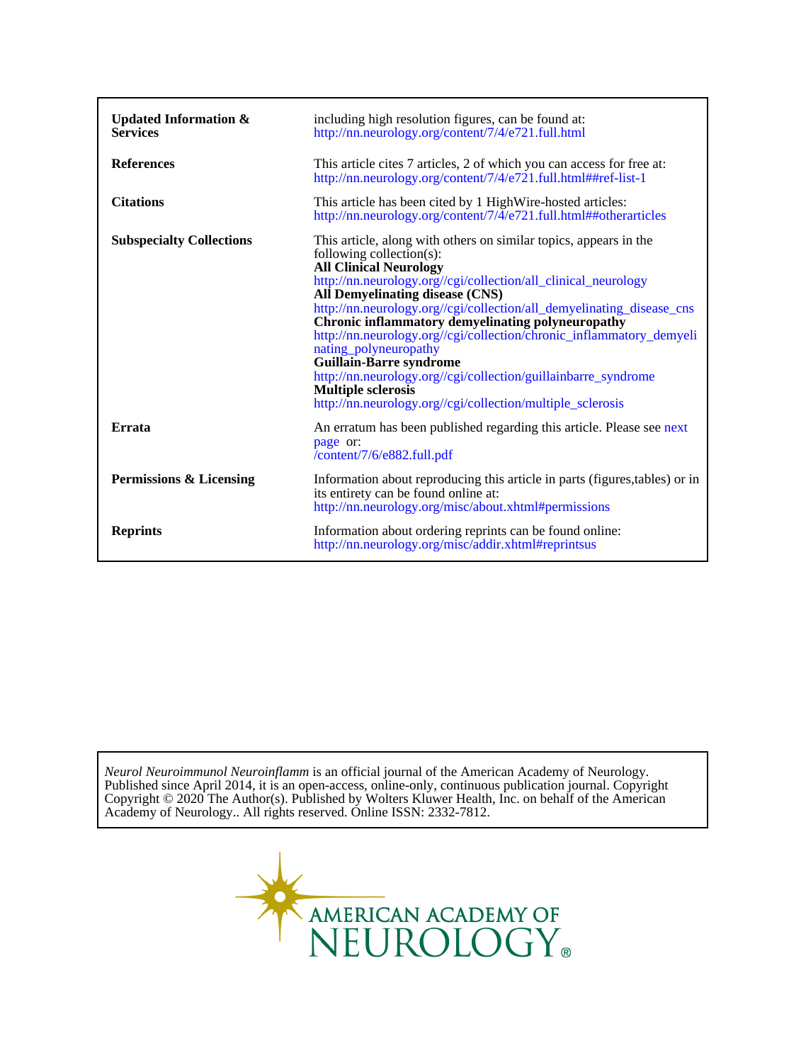| | |
|---|---|
| **Updated Information & Services** | including high resolution figures, can be found at: http://nn.neurology.org/content/7/4/e721.full.html |
| **References** | This article cites 7 articles, 2 of which you can access for free at: http://nn.neurology.org/content/7/4/e721.full.html##ref-list-1 |
| **Citations** | This article has been cited by 1 HighWire-hosted articles: http://nn.neurology.org/content/7/4/e721.full.html##otherarticles |
| **Subspecialty Collections** | This article, along with others on similar topics, appears in the following collection(s): **All Clinical Neurology** http://nn.neurology.org//cgi/collection/all_clinical_neurology **All Demyelinating disease (CNS)** http://nn.neurology.org//cgi/collection/all_demyelinating_disease_cns **Chronic inflammatory demyelinating polyneuropathy** http://nn.neurology.org//cgi/collection/chronic_inflammatory_demyelinating_polyneuropathy **Guillain-Barre syndrome** http://nn.neurology.org//cgi/collection/guillainbarre_syndrome **Multiple sclerosis** http://nn.neurology.org//cgi/collection/multiple_sclerosis |
| **Errata** | An erratum has been published regarding this article. Please see next page or: /content/7/6/e882.full.pdf |
| **Permissions & Licensing** | Information about reproducing this article in parts (figures,tables) or in its entirety can be found online at: http://nn.neurology.org/misc/about.xhtml#permissions |
| **Reprints** | Information about ordering reprints can be found online: http://nn.neurology.org/misc/addir.xhtml#reprintsus |

*Neurol Neuroimmunol Neuroinflamm* is an official journal of the American Academy of Neurology. Published since April 2014, it is an open-access, online-only, continuous publication journal. Copyright Copyright © 2020 The Author(s). Published by Wolters Kluwer Health, Inc. on behalf of the American Academy of Neurology.. All rights reserved. Online ISSN: 2332-7812.

AMERICAN ACADEMY OF NEUROLOGY®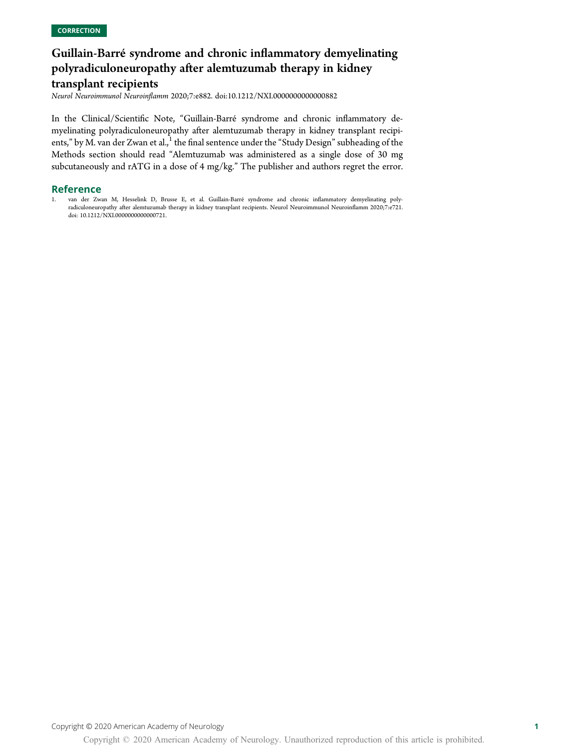CORRECTION

# Guillain-Barré syndrome and chronic inflammatory demyelinating polyradiculoneuropathy after alemtuzumab therapy in kidney transplant recipients

*Neurol Neuroimmunol Neuroinflamm* 2020;7:e882. doi:10.1212/NXI.0000000000000882

In the Clinical/Scientific Note, "Guillain-Barré syndrome and chronic inflammatory demyelinating polyradiculoneuropathy after alemtuzumab therapy in kidney transplant recipients," by M. van der Zwan et al.,[1] the final sentence under the "Study Design" subheading of the Methods section should read "Alemtuzumab was administered as a single dose of 30 mg subcutaneously and rATG in a dose of 4 mg/kg." The publisher and authors regret the error.

## Reference

1. van der Zwan M, Hesselink D, Brusse E, et al. Guillain-Barré syndrome and chronic inflammatory demyelinating polyradiculoneuropathy after alemtuzumab therapy in kidney transplant recipients. Neurol Neuroimmunol Neuroinflamm 2020;7:e721. doi: 10.1212/NXI.0000000000000721.

Copyright © 2020 American Academy of Neurology

Copyright © 2020 American Academy of Neurology. Unauthorized reproduction of this article is prohibited.